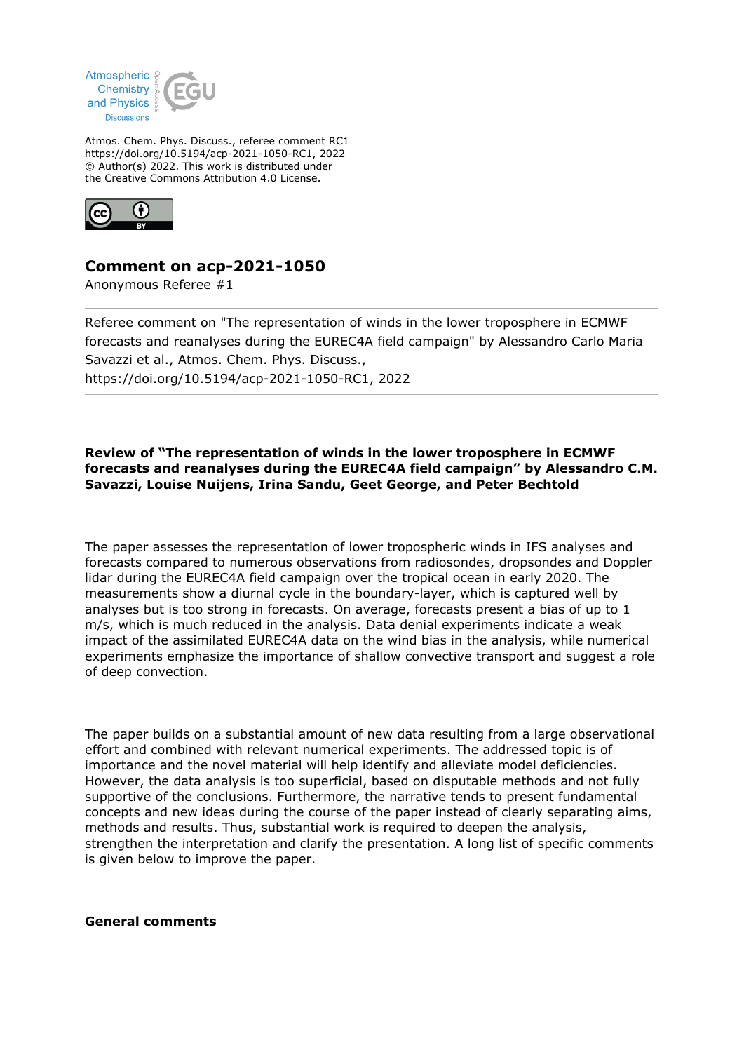Atmos. Chem. Phys. Discuss., referee comment RC1
https://doi.org/10.5194/acp-2021-1050-RC1, 2022
© Author(s) 2022. This work is distributed under
the Creative Commons Attribution 4.0 License.

## Comment on acp-2021-1050

Anonymous Referee #1

Referee comment on "The representation of winds in the lower troposphere in ECMWF forecasts and reanalyses during the EUREC4A field campaign" by Alessandro Carlo Maria Savazzi et al., Atmos. Chem. Phys. Discuss., https://doi.org/10.5194/acp-2021-1050-RC1, 2022

**Review of "The representation of winds in the lower troposphere in ECMWF forecasts and reanalyses during the EUREC4A field campaign" by Alessandro C.M. Savazzi, Louise Nuijens, Irina Sandu, Geet George, and Peter Bechtold**

The paper assesses the representation of lower tropospheric winds in IFS analyses and forecasts compared to numerous observations from radiosondes, dropsondes and Doppler lidar during the EUREC4A field campaign over the tropical ocean in early 2020. The measurements show a diurnal cycle in the boundary-layer, which is captured well by analyses but is too strong in forecasts. On average, forecasts present a bias of up to 1 m/s, which is much reduced in the analysis. Data denial experiments indicate a weak impact of the assimilated EUREC4A data on the wind bias in the analysis, while numerical experiments emphasize the importance of shallow convective transport and suggest a role of deep convection.

The paper builds on a substantial amount of new data resulting from a large observational effort and combined with relevant numerical experiments. The addressed topic is of importance and the novel material will help identify and alleviate model deficiencies. However, the data analysis is too superficial, based on disputable methods and not fully supportive of the conclusions. Furthermore, the narrative tends to present fundamental concepts and new ideas during the course of the paper instead of clearly separating aims, methods and results. Thus, substantial work is required to deepen the analysis, strengthen the interpretation and clarify the presentation. A long list of specific comments is given below to improve the paper.

**General comments**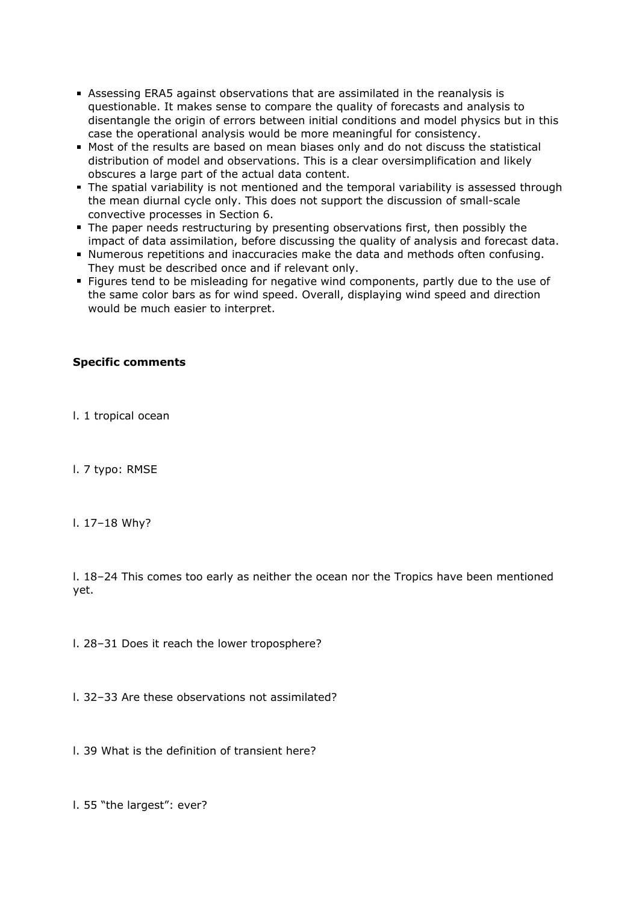- Assessing ERA5 against observations that are assimilated in the reanalysis is questionable. It makes sense to compare the quality of forecasts and analysis to disentangle the origin of errors between initial conditions and model physics but in this case the operational analysis would be more meaningful for consistency.
- Most of the results are based on mean biases only and do not discuss the statistical distribution of model and observations. This is a clear oversimplification and likely obscures a large part of the actual data content.
- The spatial variability is not mentioned and the temporal variability is assessed through the mean diurnal cycle only. This does not support the discussion of small-scale convective processes in Section 6.
- The paper needs restructuring by presenting observations first, then possibly the impact of data assimilation, before discussing the quality of analysis and forecast data.
- Numerous repetitions and inaccuracies make the data and methods often confusing. They must be described once and if relevant only.
- Figures tend to be misleading for negative wind components, partly due to the use of the same color bars as for wind speed. Overall, displaying wind speed and direction would be much easier to interpret.

**Specific comments**

l. 1 tropical ocean

l. 7 typo: RMSE

l. 17–18 Why?

l. 18–24 This comes too early as neither the ocean nor the Tropics have been mentioned yet.

l. 28–31 Does it reach the lower troposphere?

l. 32–33 Are these observations not assimilated?

l. 39 What is the definition of transient here?

l. 55 "the largest": ever?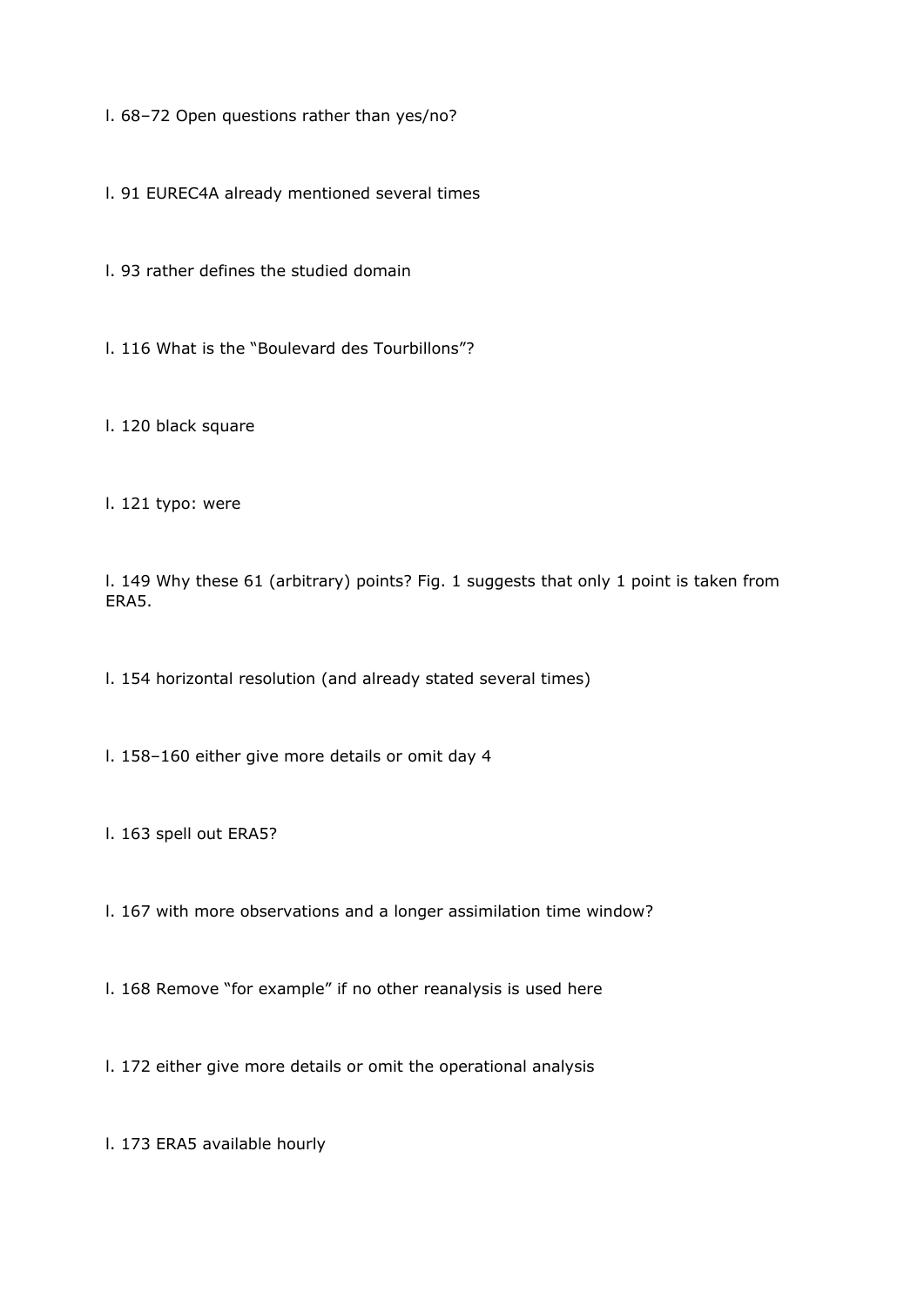l. 68–72 Open questions rather than yes/no?

l. 91 EUREC4A already mentioned several times

l. 93 rather defines the studied domain

l. 116 What is the “Boulevard des Tourbillons”?

l. 120 black square

l. 121 typo: were

l. 149 Why these 61 (arbitrary) points? Fig. 1 suggests that only 1 point is taken from ERA5.

l. 154 horizontal resolution (and already stated several times)

l. 158–160 either give more details or omit day 4

l. 163 spell out ERA5?

l. 167 with more observations and a longer assimilation time window?

l. 168 Remove “for example” if no other reanalysis is used here

l. 172 either give more details or omit the operational analysis

l. 173 ERA5 available hourly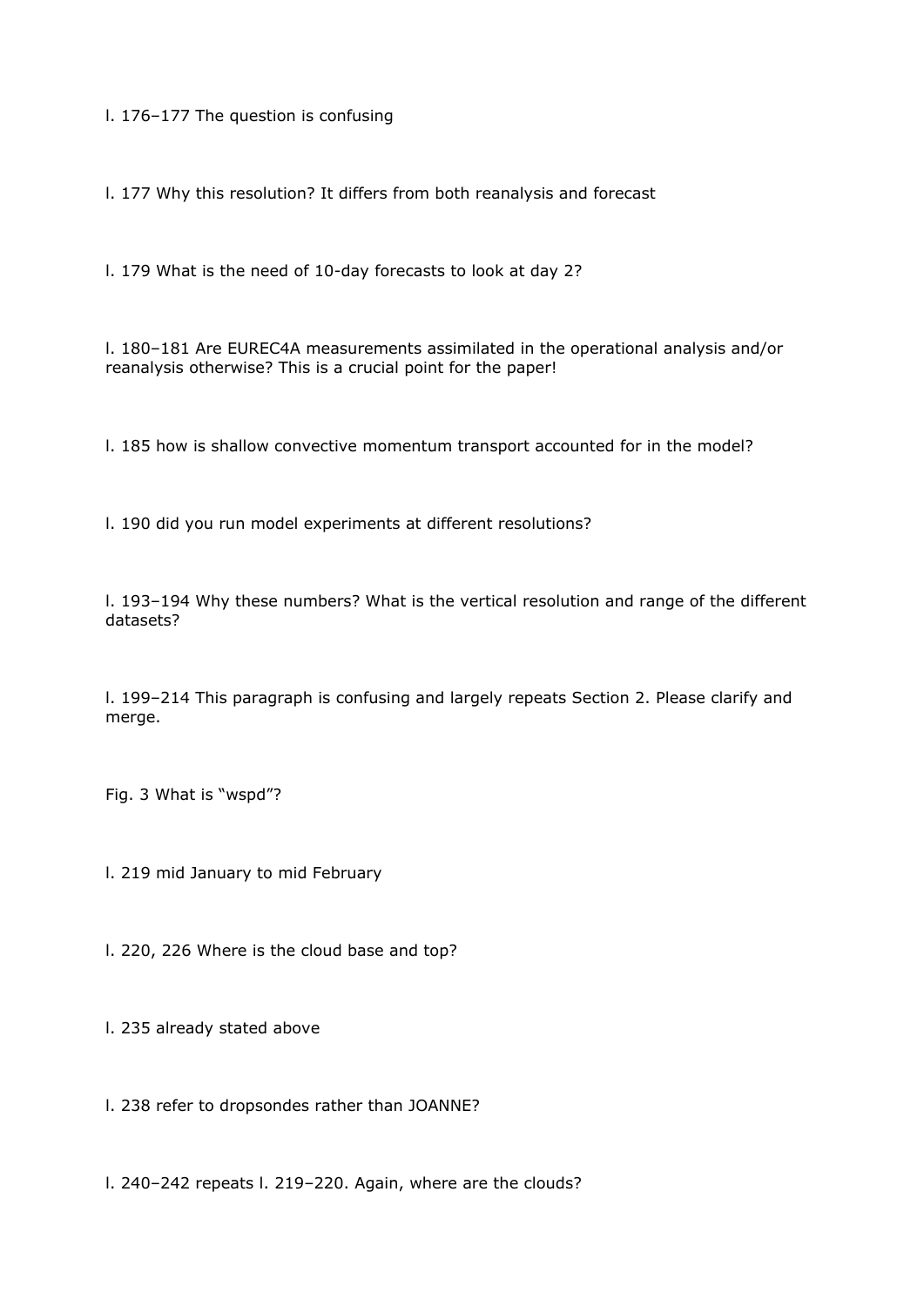l. 176–177 The question is confusing

l. 177 Why this resolution? It differs from both reanalysis and forecast

l. 179 What is the need of 10-day forecasts to look at day 2?

l. 180–181 Are EUREC4A measurements assimilated in the operational analysis and/or reanalysis otherwise? This is a crucial point for the paper!

l. 185 how is shallow convective momentum transport accounted for in the model?

l. 190 did you run model experiments at different resolutions?

l. 193–194 Why these numbers? What is the vertical resolution and range of the different datasets?

l. 199–214 This paragraph is confusing and largely repeats Section 2. Please clarify and merge.

Fig. 3 What is "wspd"?

l. 219 mid January to mid February

l. 220, 226 Where is the cloud base and top?

l. 235 already stated above

l. 238 refer to dropsondes rather than JOANNE?

l. 240–242 repeats l. 219–220. Again, where are the clouds?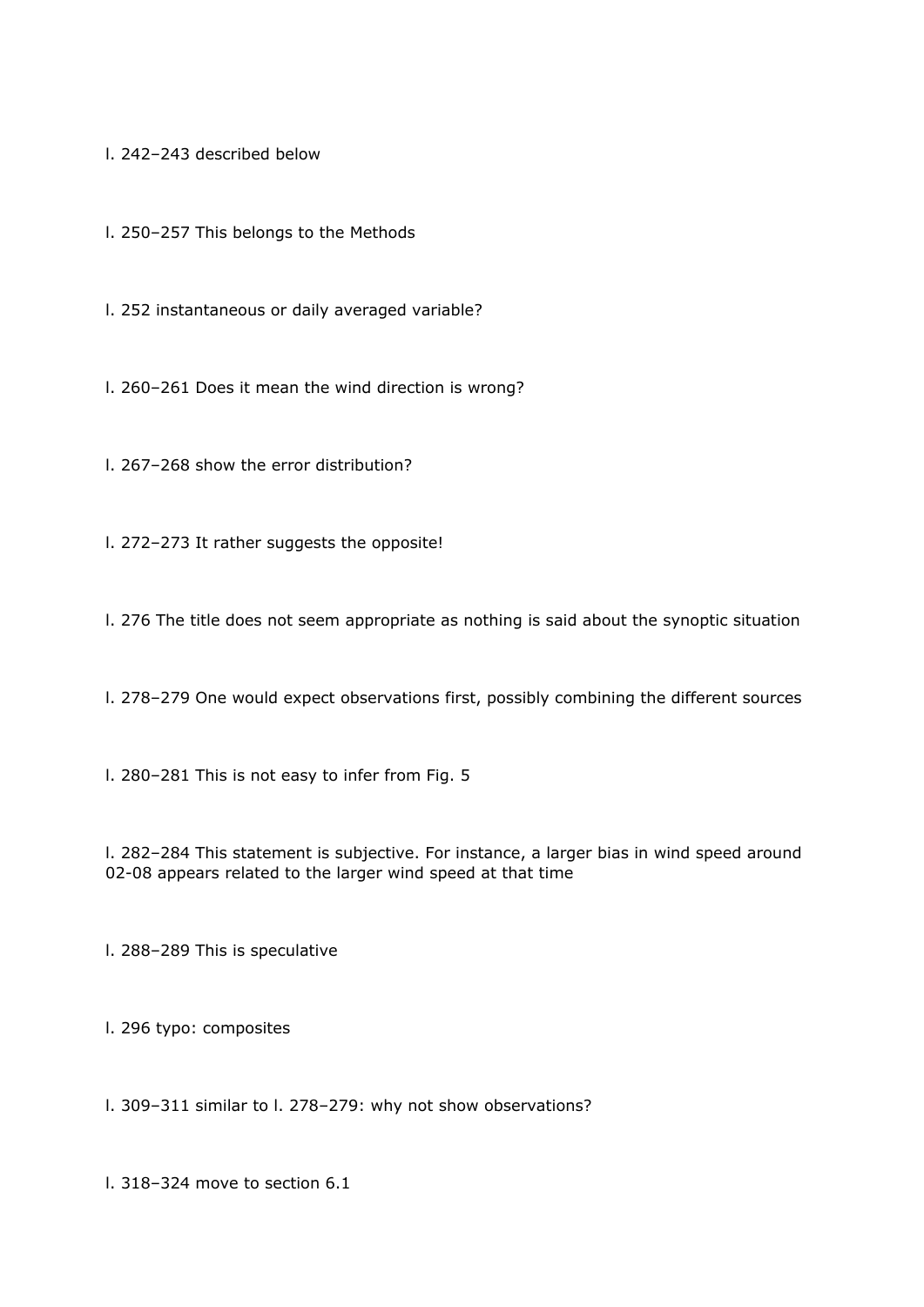l. 242–243 described below

l. 250–257 This belongs to the Methods

l. 252 instantaneous or daily averaged variable?

l. 260–261 Does it mean the wind direction is wrong?

l. 267–268 show the error distribution?

l. 272–273 It rather suggests the opposite!

l. 276 The title does not seem appropriate as nothing is said about the synoptic situation

l. 278–279 One would expect observations first, possibly combining the different sources

l. 280–281 This is not easy to infer from Fig. 5

l. 282–284 This statement is subjective. For instance, a larger bias in wind speed around 02-08 appears related to the larger wind speed at that time

l. 288–289 This is speculative

l. 296 typo: composites

l. 309–311 similar to l. 278–279: why not show observations?

l. 318–324 move to section 6.1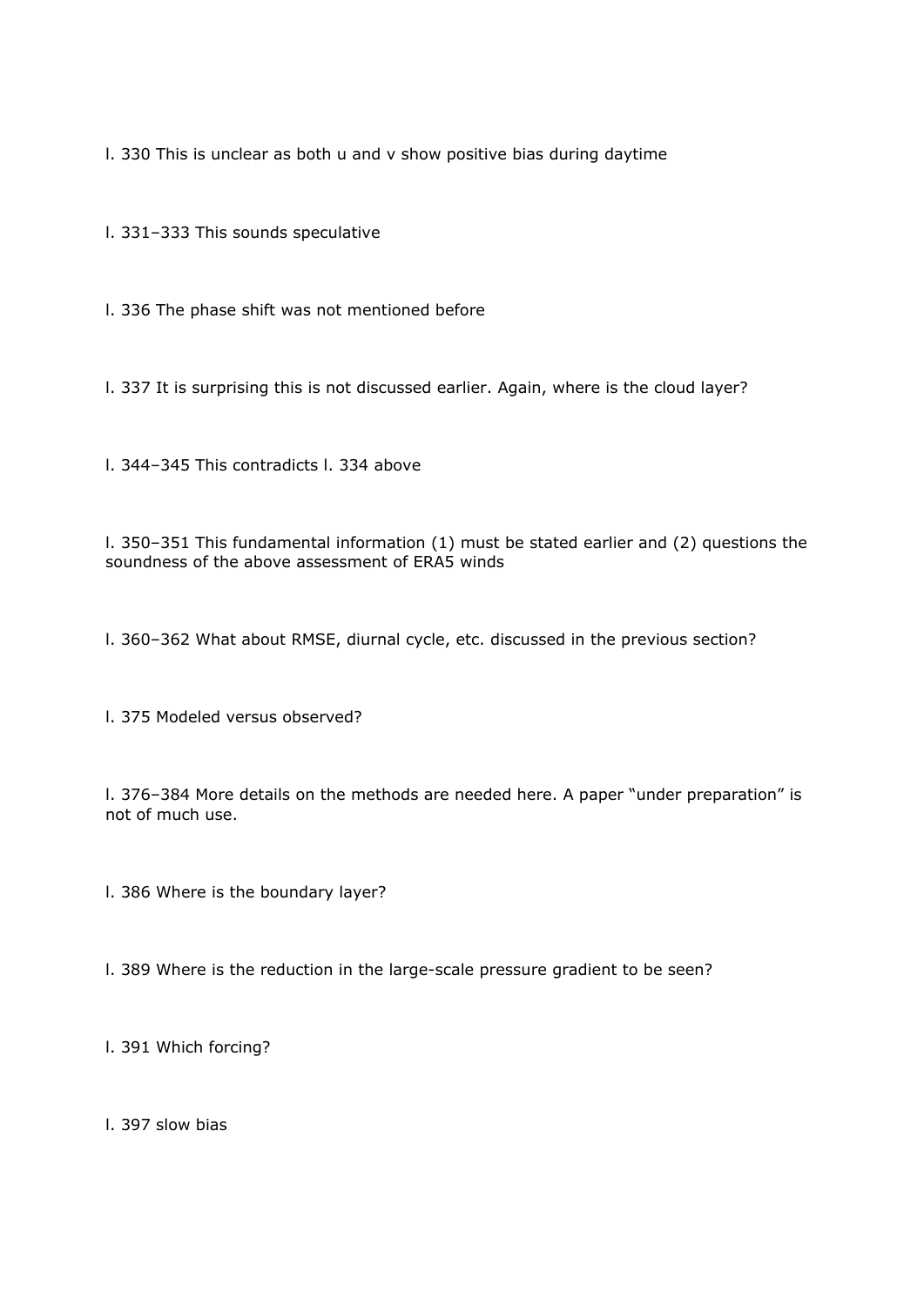l. 330 This is unclear as both u and v show positive bias during daytime

l. 331–333 This sounds speculative

l. 336 The phase shift was not mentioned before

l. 337 It is surprising this is not discussed earlier. Again, where is the cloud layer?

l. 344–345 This contradicts l. 334 above

l. 350–351 This fundamental information (1) must be stated earlier and (2) questions the soundness of the above assessment of ERA5 winds

l. 360–362 What about RMSE, diurnal cycle, etc. discussed in the previous section?

l. 375 Modeled versus observed?

l. 376–384 More details on the methods are needed here. A paper "under preparation" is not of much use.

l. 386 Where is the boundary layer?

l. 389 Where is the reduction in the large-scale pressure gradient to be seen?

l. 391 Which forcing?

l. 397 slow bias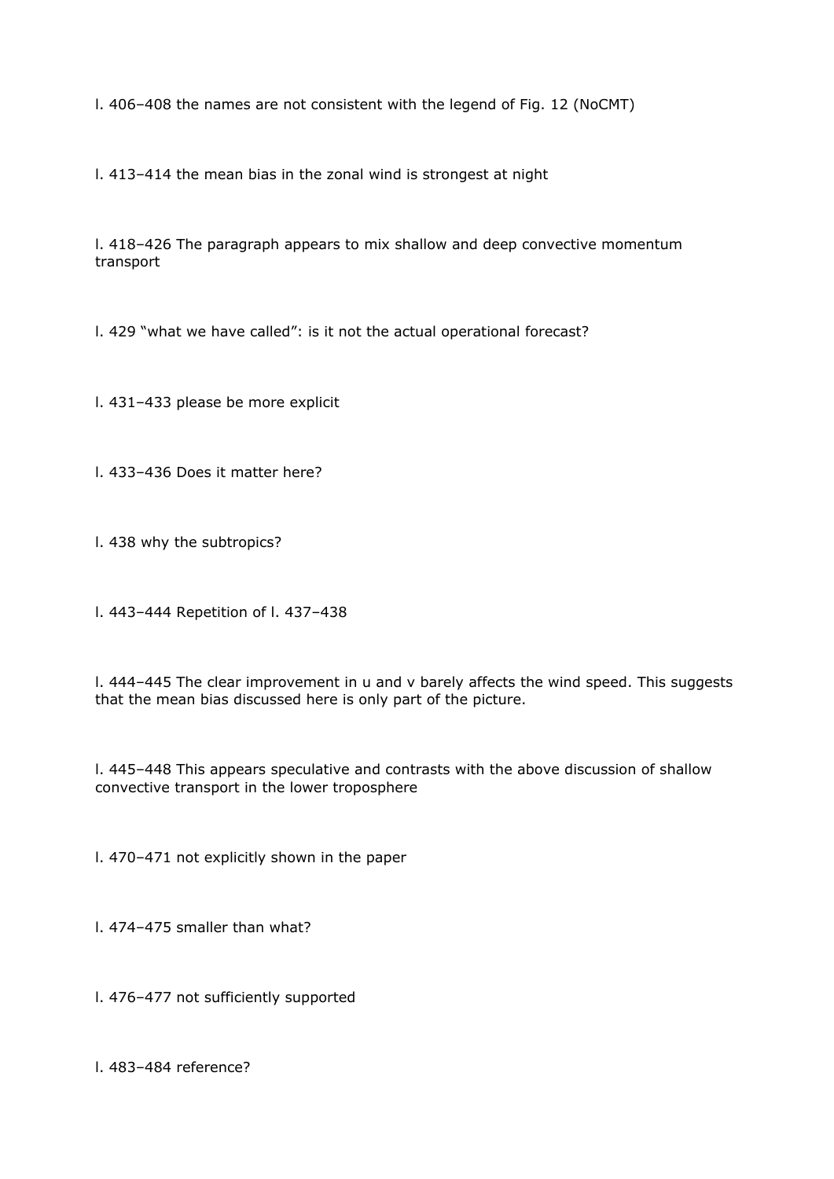l. 406–408 the names are not consistent with the legend of Fig. 12 (NoCMT)

l. 413–414 the mean bias in the zonal wind is strongest at night

l. 418–426 The paragraph appears to mix shallow and deep convective momentum transport

l. 429 “what we have called”: is it not the actual operational forecast?

l. 431–433 please be more explicit

l. 433–436 Does it matter here?

l. 438 why the subtropics?

l. 443–444 Repetition of l. 437–438

l. 444–445 The clear improvement in u and v barely affects the wind speed. This suggests that the mean bias discussed here is only part of the picture.

l. 445–448 This appears speculative and contrasts with the above discussion of shallow convective transport in the lower troposphere

l. 470–471 not explicitly shown in the paper

l. 474–475 smaller than what?

l. 476–477 not sufficiently supported

l. 483–484 reference?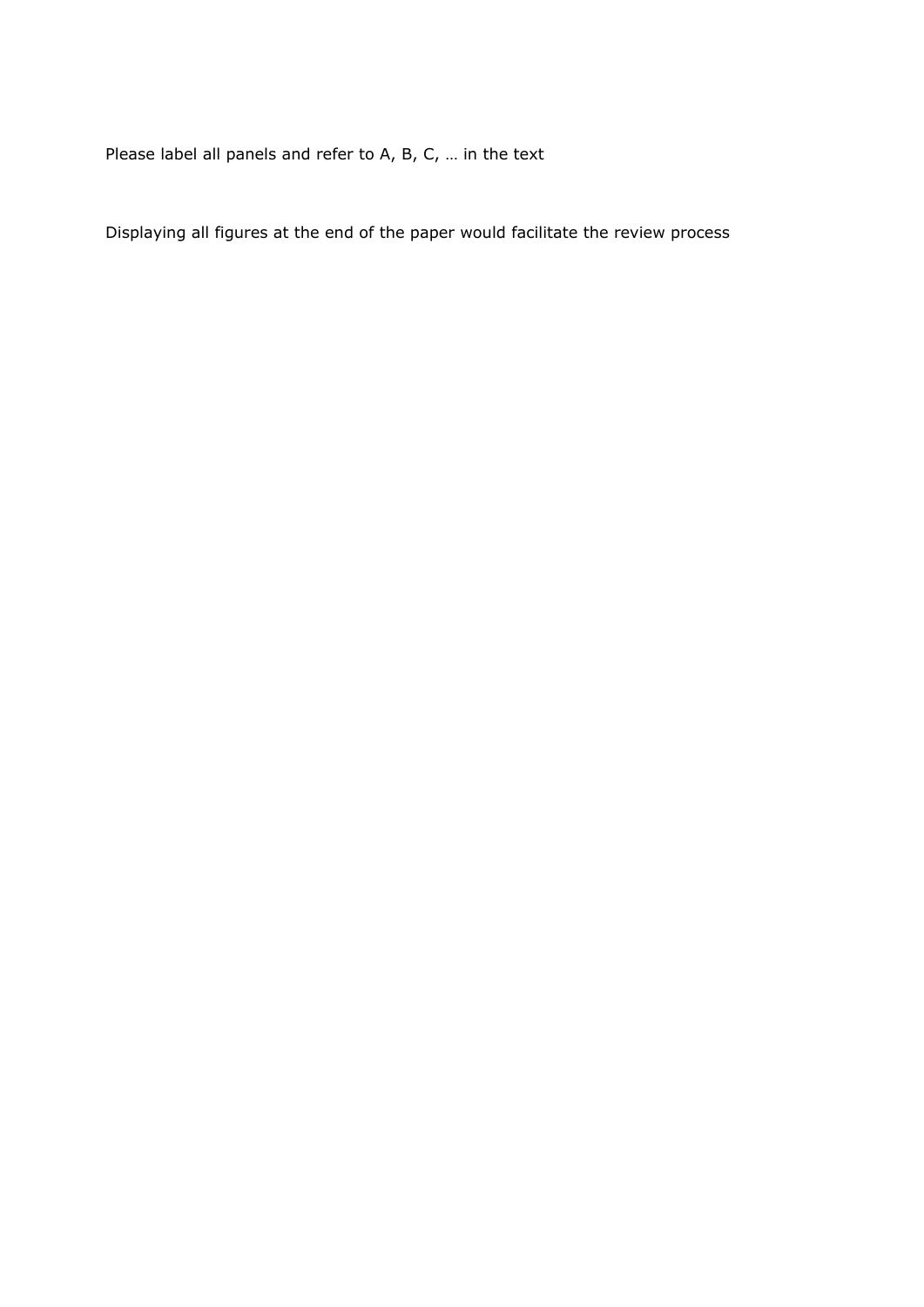Please label all panels and refer to A, B, C, … in the text

Displaying all figures at the end of the paper would facilitate the review process